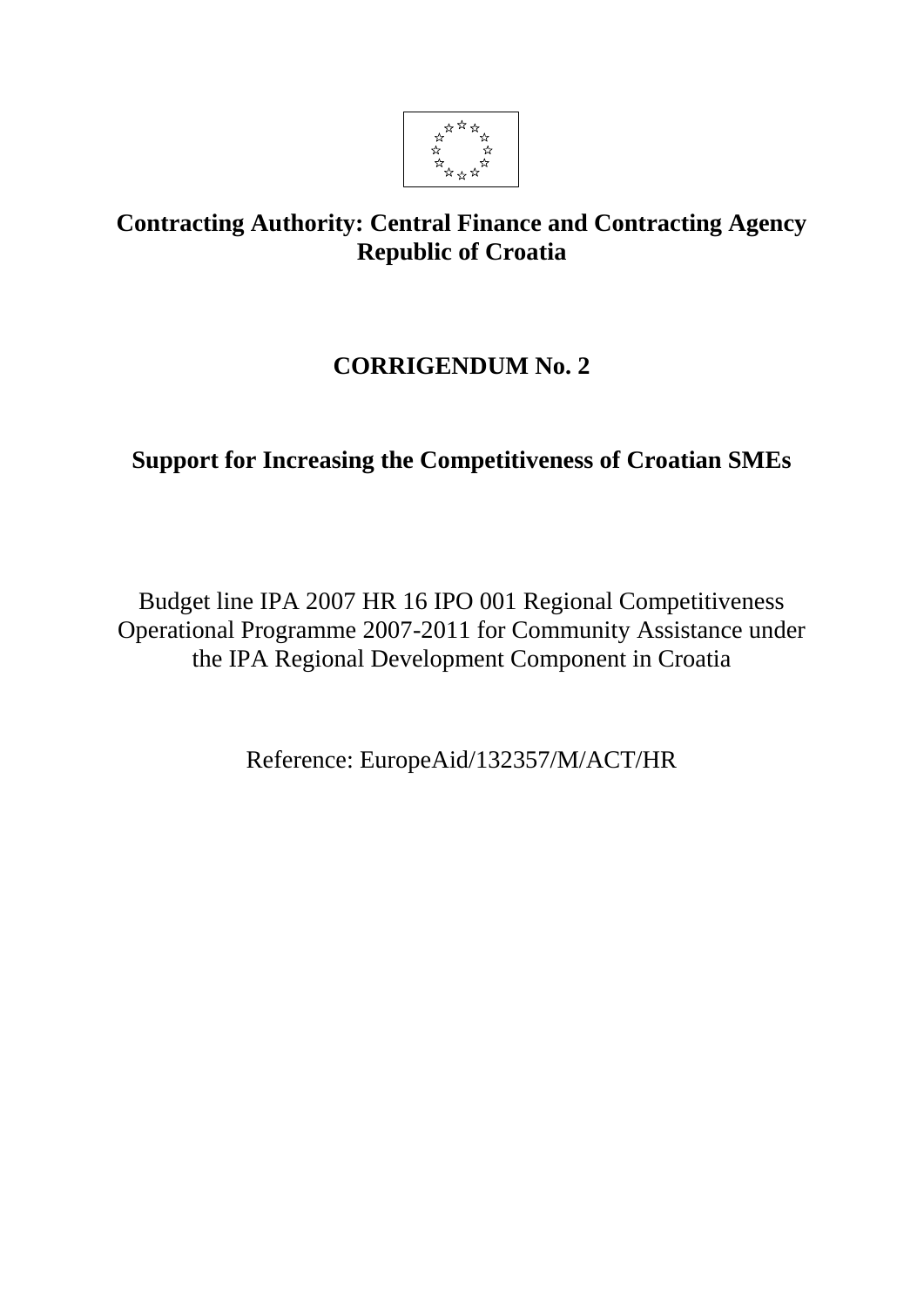**Contracting Authority: Central Finance and Contracting Agency Republic of Croatia**

# CORRIGENDUM No. 2

## Support for Increasing the Competitiveness of Croatian SMEs

Budget line IPA 2007 HR 16 IPO 001 Regional Competitiveness Operational Programme 2007-2011 for Community Assistance under the IPA Regional Development Component in Croatia

Reference: EuropeAid/132357/M/ACT/HR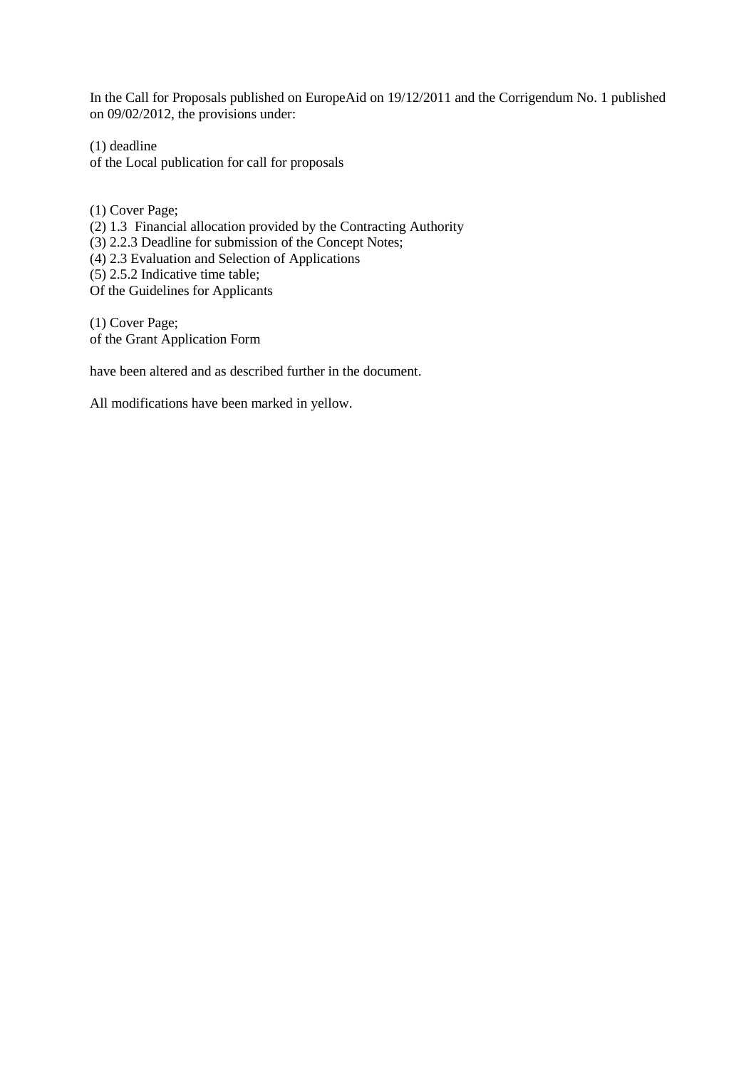In the Call for Proposals published on EuropeAid on 19/12/2011 and the Corrigendum No. 1 published on 09/02/2012, the provisions under:

(1) deadline  
of the Local publication for call for proposals

(1) Cover Page;  
(2) 1.3 Financial allocation provided by the Contracting Authority  
(3) 2.2.3 Deadline for submission of the Concept Notes;  
(4) 2.3 Evaluation and Selection of Applications  
(5) 2.5.2 Indicative time table;  
Of the Guidelines for Applicants

(1) Cover Page;  
of the Grant Application Form

have been altered and as described further in the document.

All modifications have been marked in yellow.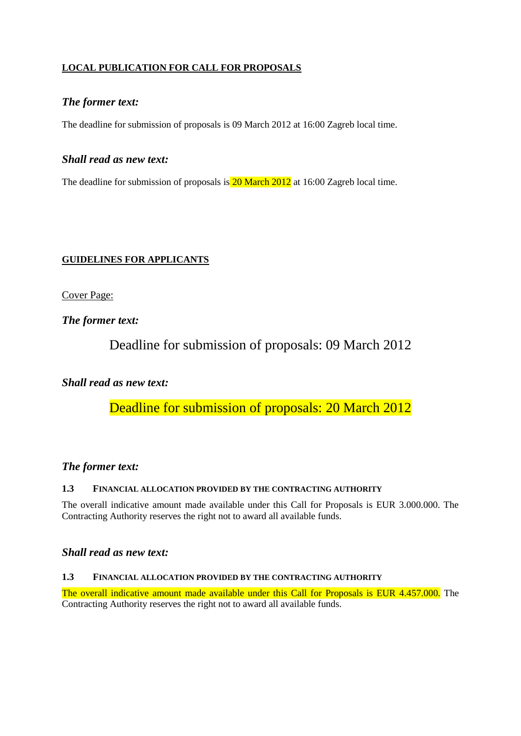**LOCAL PUBLICATION FOR CALL FOR PROPOSALS**

### *The former text:*

The deadline for submission of proposals is 09 March 2012 at 16:00 Zagreb local time.

### *Shall read as new text:*

The deadline for submission of proposals is 20 March 2012 at 16:00 Zagreb local time.

**GUIDELINES FOR APPLICANTS**

Cover Page:

### *The former text:*

Deadline for submission of proposals: 09 March 2012

### *Shall read as new text:*

Deadline for submission of proposals: 20 March 2012

### *The former text:*

**1.3 FINANCIAL ALLOCATION PROVIDED BY THE CONTRACTING AUTHORITY**

The overall indicative amount made available under this Call for Proposals is EUR 3.000.000. The Contracting Authority reserves the right not to award all available funds.

### *Shall read as new text:*

**1.3 FINANCIAL ALLOCATION PROVIDED BY THE CONTRACTING AUTHORITY**

The overall indicative amount made available under this Call for Proposals is EUR 4.457.000. The Contracting Authority reserves the right not to award all available funds.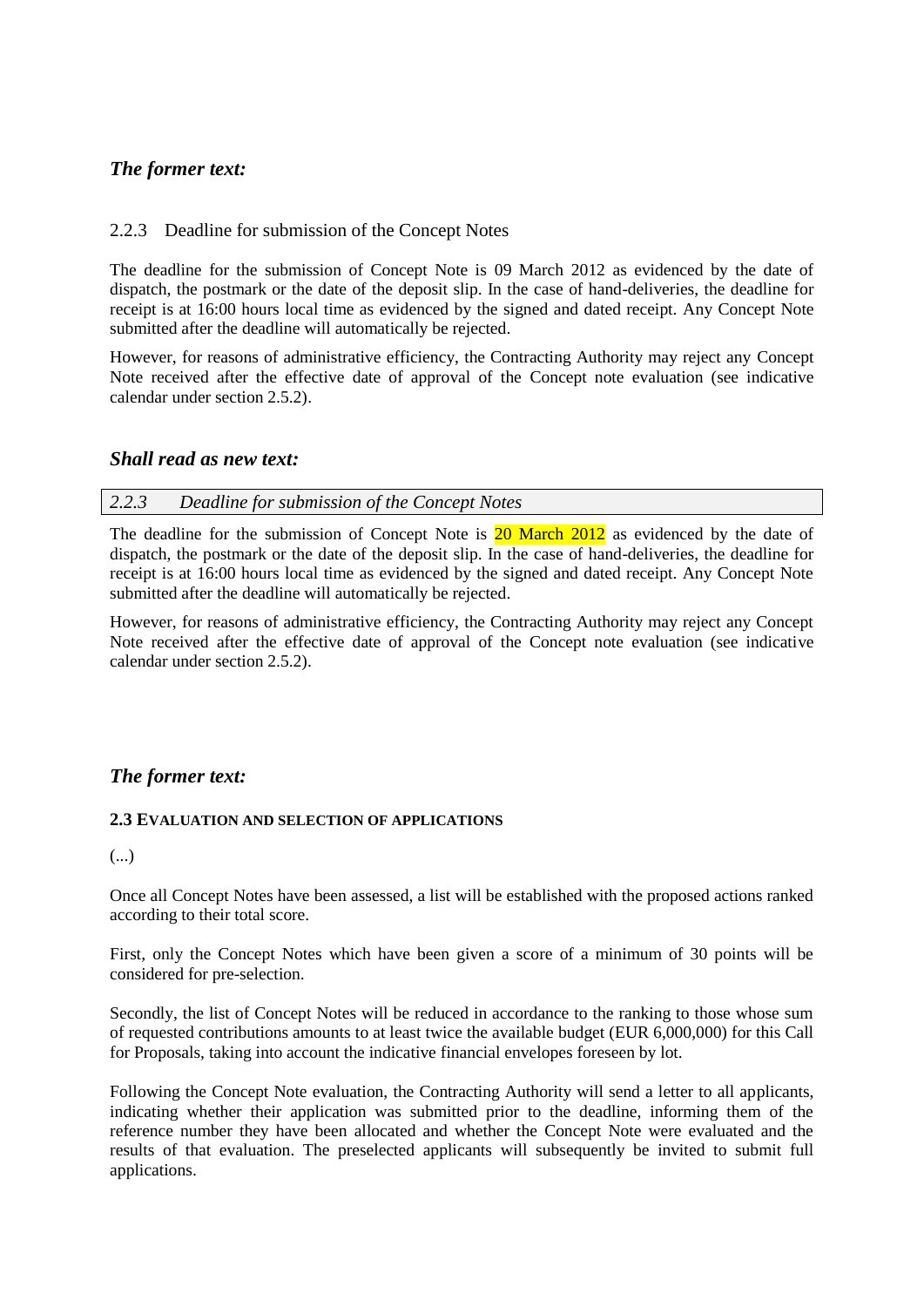### *The former text:*

2.2.3 Deadline for submission of the Concept Notes

The deadline for the submission of Concept Note is 09 March 2012 as evidenced by the date of dispatch, the postmark or the date of the deposit slip. In the case of hand-deliveries, the deadline for receipt is at 16:00 hours local time as evidenced by the signed and dated receipt. Any Concept Note submitted after the deadline will automatically be rejected.

However, for reasons of administrative efficiency, the Contracting Authority may reject any Concept Note received after the effective date of approval of the Concept note evaluation (see indicative calendar under section 2.5.2).

### *Shall read as new text:*

*2.2.3 Deadline for submission of the Concept Notes*

The deadline for the submission of Concept Note is 20 March 2012 as evidenced by the date of dispatch, the postmark or the date of the deposit slip. In the case of hand-deliveries, the deadline for receipt is at 16:00 hours local time as evidenced by the signed and dated receipt. Any Concept Note submitted after the deadline will automatically be rejected.

However, for reasons of administrative efficiency, the Contracting Authority may reject any Concept Note received after the effective date of approval of the Concept note evaluation (see indicative calendar under section 2.5.2).

### *The former text:*

**2.3 EVALUATION AND SELECTION OF APPLICATIONS**

(...)

Once all Concept Notes have been assessed, a list will be established with the proposed actions ranked according to their total score.

First, only the Concept Notes which have been given a score of a minimum of 30 points will be considered for pre-selection.

Secondly, the list of Concept Notes will be reduced in accordance to the ranking to those whose sum of requested contributions amounts to at least twice the available budget (EUR 6,000,000) for this Call for Proposals, taking into account the indicative financial envelopes foreseen by lot.

Following the Concept Note evaluation, the Contracting Authority will send a letter to all applicants, indicating whether their application was submitted prior to the deadline, informing them of the reference number they have been allocated and whether the Concept Note were evaluated and the results of that evaluation. The preselected applicants will subsequently be invited to submit full applications.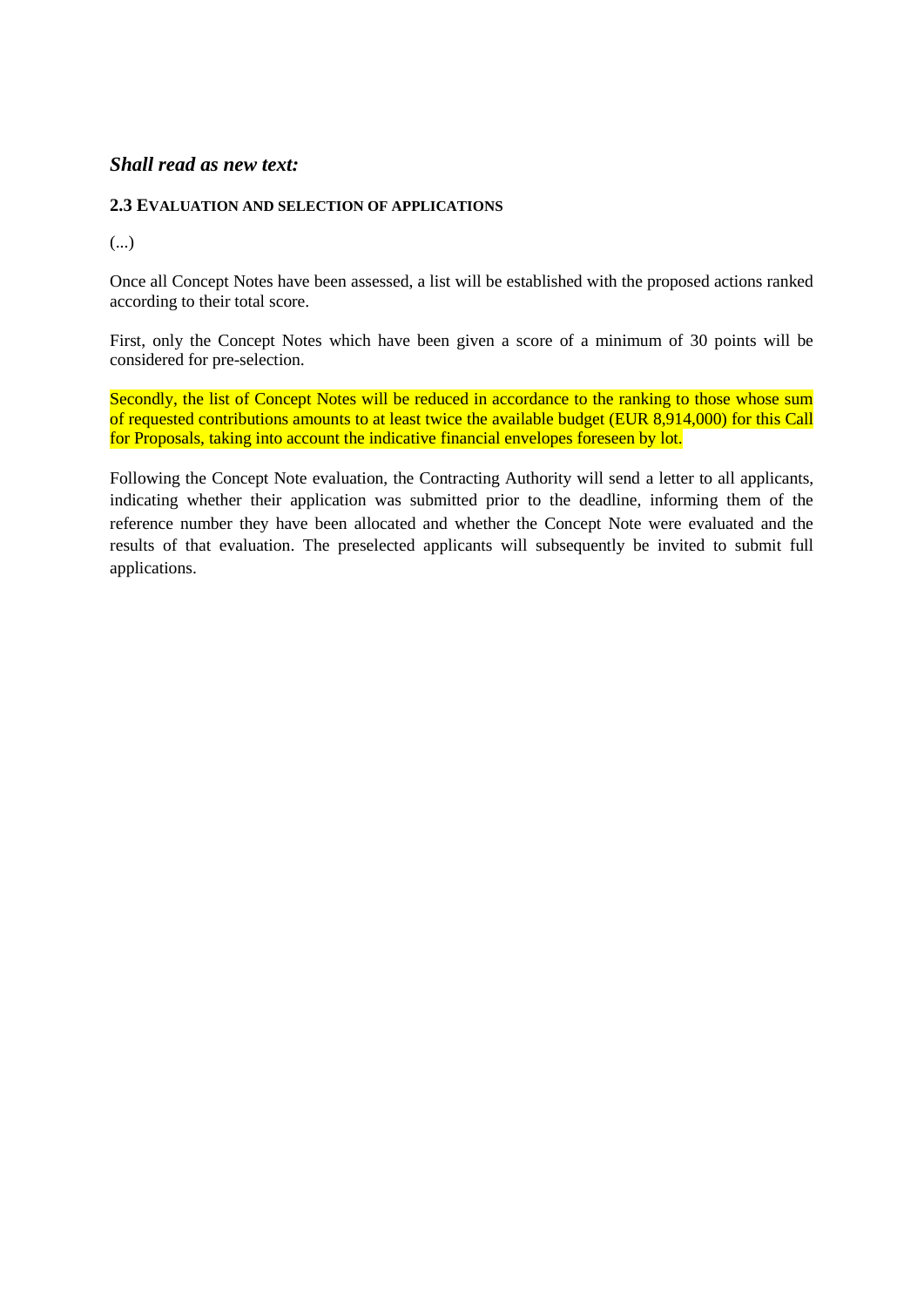***Shall read as new text:***

**2.3 EVALUATION AND SELECTION OF APPLICATIONS**

(...)

Once all Concept Notes have been assessed, a list will be established with the proposed actions ranked according to their total score.

First, only the Concept Notes which have been given a score of a minimum of 30 points will be considered for pre-selection.

Secondly, the list of Concept Notes will be reduced in accordance to the ranking to those whose sum of requested contributions amounts to at least twice the available budget (EUR 8,914,000) for this Call for Proposals, taking into account the indicative financial envelopes foreseen by lot.

Following the Concept Note evaluation, the Contracting Authority will send a letter to all applicants, indicating whether their application was submitted prior to the deadline, informing them of the reference number they have been allocated and whether the Concept Note were evaluated and the results of that evaluation. The preselected applicants will subsequently be invited to submit full applications.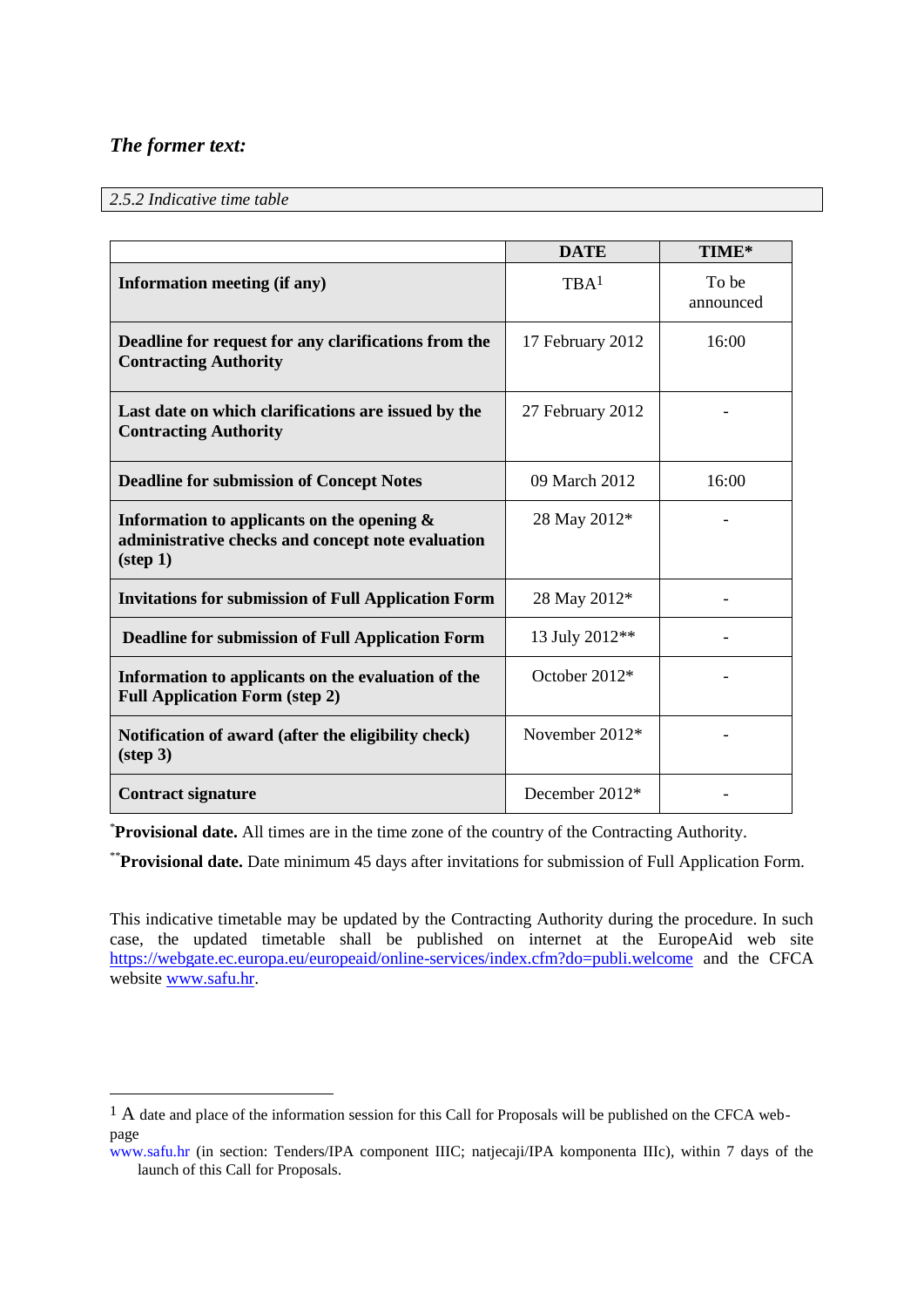***The former text:***

*2.5.2 Indicative time table*

| | DATE | TIME* |
|---|---|---|
| **Information meeting (if any)** | TBA[1] | To be announced |
| **Deadline for request for any clarifications from the Contracting Authority** | 17 February 2012 | 16:00 |
| **Last date on which clarifications are issued by the Contracting Authority** | 27 February 2012 | - |
| **Deadline for submission of Concept Notes** | 09 March 2012 | 16:00 |
| **Information to applicants on the opening & administrative checks and concept note evaluation (step 1)** | 28 May 2012* | - |
| **Invitations for submission of Full Application Form** | 28 May 2012* | - |
| **Deadline for submission of Full Application Form** | 13 July 2012** | - |
| **Information to applicants on the evaluation of the Full Application Form (step 2)** | October 2012* | - |
| **Notification of award (after the eligibility check) (step 3)** | November 2012* | - |
| **Contract signature** | December 2012* | - |

\***Provisional date.** All times are in the time zone of the country of the Contracting Authority.

\*\***Provisional date.** Date minimum 45 days after invitations for submission of Full Application Form.

This indicative timetable may be updated by the Contracting Authority during the procedure. In such case, the updated timetable shall be published on internet at the EuropeAid web site https://webgate.ec.europa.eu/europeaid/online-services/index.cfm?do=publi.welcome and the CFCA website www.safu.hr.

---

[1] A date and place of the information session for this Call for Proposals will be published on the CFCA web-page www.safu.hr (in section: Tenders/IPA component IIIC; natjecaji/IPA komponenta IIIc), within 7 days of the launch of this Call for Proposals.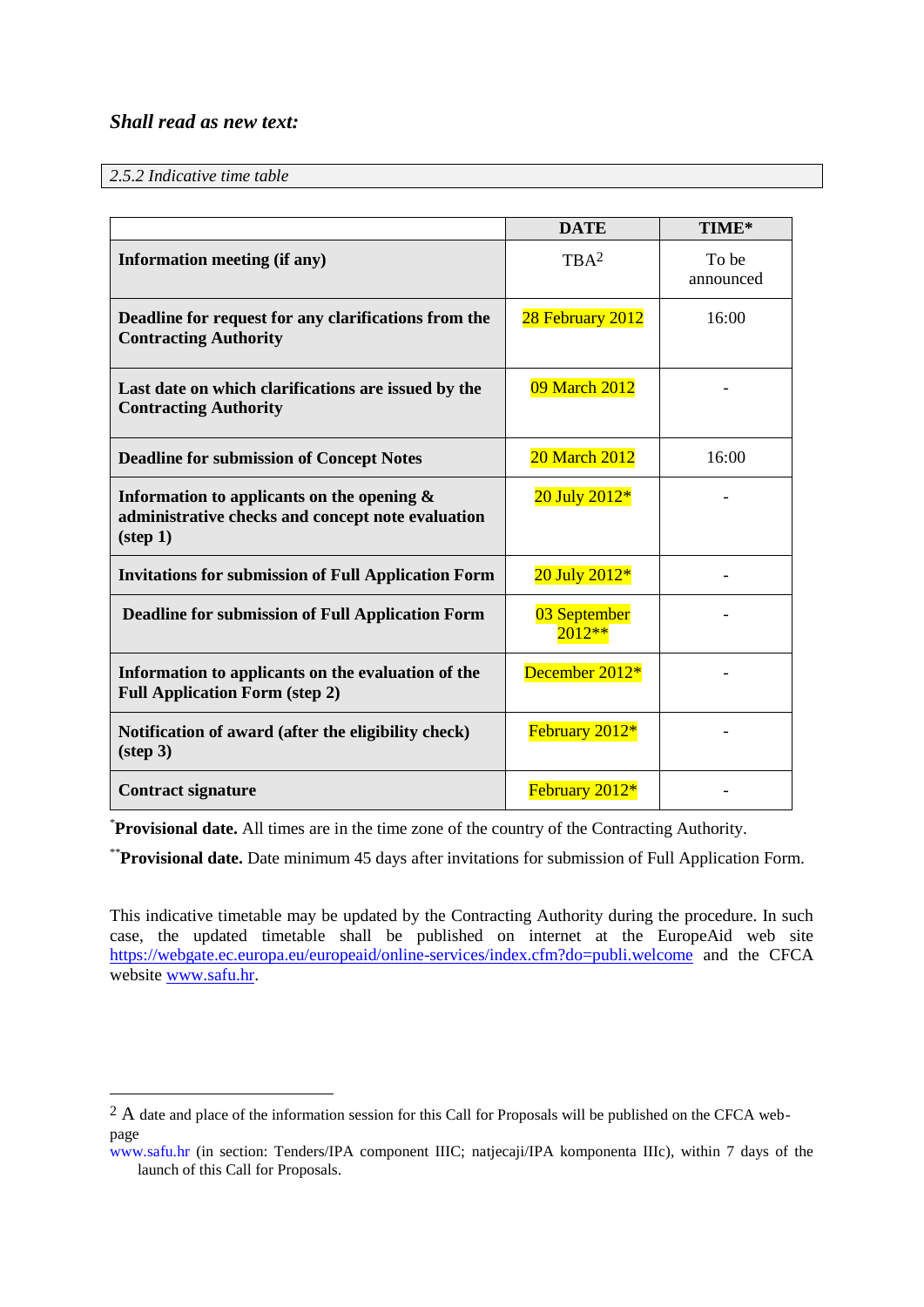***Shall read as new text:***

*2.5.2 Indicative time table*

| | DATE | TIME* |
|---|---|---|
| **Information meeting (if any)** | TBA[2] | To be announced |
| **Deadline for request for any clarifications from the Contracting Authority** | 28 February 2012 | 16:00 |
| **Last date on which clarifications are issued by the Contracting Authority** | 09 March 2012 | - |
| **Deadline for submission of Concept Notes** | 20 March 2012 | 16:00 |
| **Information to applicants on the opening & administrative checks and concept note evaluation (step 1)** | 20 July 2012* | - |
| **Invitations for submission of Full Application Form** | 20 July 2012* | - |
| **Deadline for submission of Full Application Form** | 03 September 2012** | - |
| **Information to applicants on the evaluation of the Full Application Form (step 2)** | December 2012* | - |
| **Notification of award (after the eligibility check) (step 3)** | February 2012* | - |
| **Contract signature** | February 2012* | - |

*__Provisional date.__ All times are in the time zone of the country of the Contracting Authority.

**__Provisional date.__ Date minimum 45 days after invitations for submission of Full Application Form.

This indicative timetable may be updated by the Contracting Authority during the procedure. In such case, the updated timetable shall be published on internet at the EuropeAid web site https://webgate.ec.europa.eu/europeaid/online-services/index.cfm?do=publi.welcome and the CFCA website www.safu.hr.

---

[2] A date and place of the information session for this Call for Proposals will be published on the CFCA web-page www.safu.hr (in section: Tenders/IPA component IIIC; natjecaji/IPA komponenta IIIc), within 7 days of the launch of this Call for Proposals.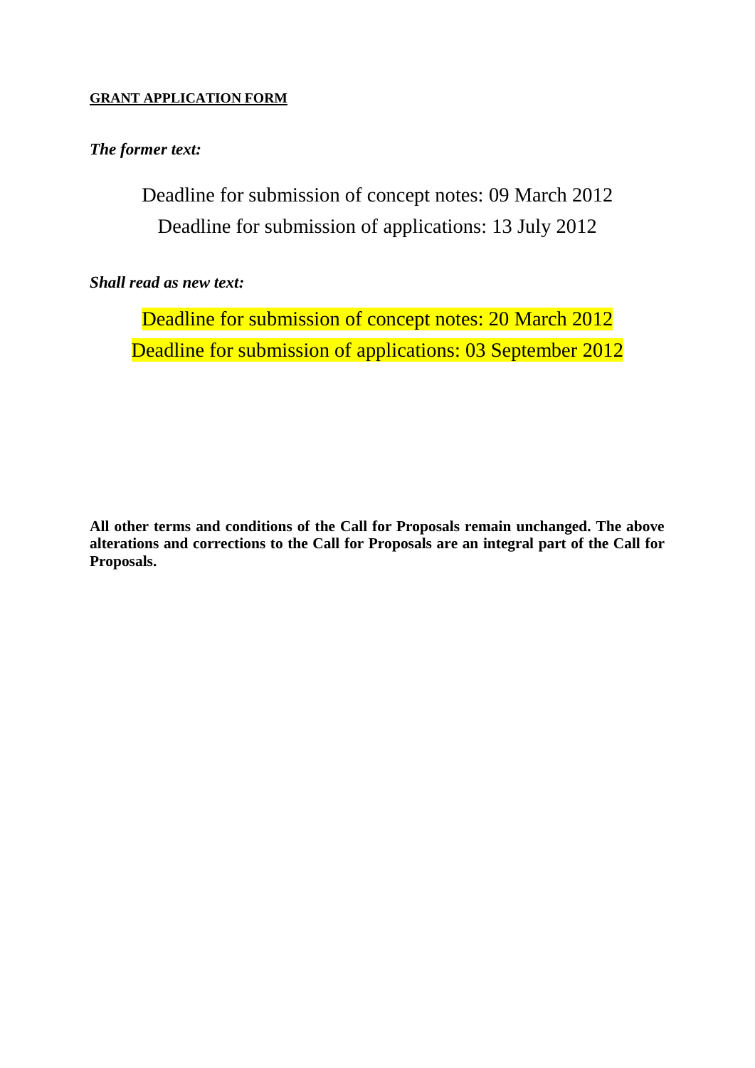**<u>GRANT APPLICATION FORM</u>**

***The former text:***

Deadline for submission of concept notes: 09 March 2012

Deadline for submission of applications: 13 July 2012

***Shall read as new text:***

Deadline for submission of concept notes: 20 March 2012

Deadline for submission of applications: 03 September 2012

**All other terms and conditions of the Call for Proposals remain unchanged. The above alterations and corrections to the Call for Proposals are an integral part of the Call for Proposals.**